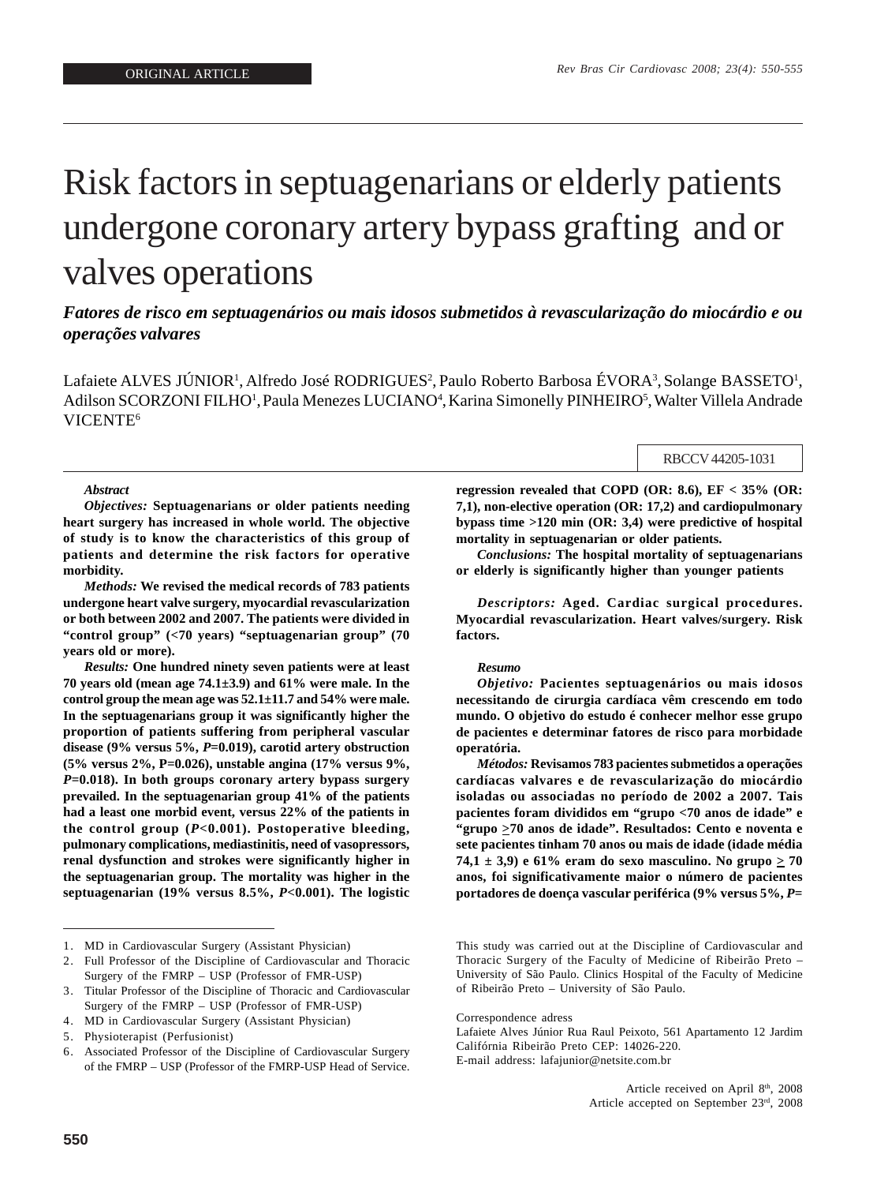ORIGINAL ARTICLE

# Risk factors in septuagenarians or elderly patients undergone coronary artery bypass grafting and or valves operations

***Fatores de risco em septuagenários ou mais idosos submetidos à revascularização do miocárdio e ou operações valvares***

Lafaiete ALVES JÚNIOR[1], Alfredo José RODRIGUES[2], Paulo Roberto Barbosa ÉVORA[3], Solange BASSETO[1], Adilson SCORZONI FILHO[1], Paula Menezes LUCIANO[4], Karina Simonelly PINHEIRO[5], Walter Villela Andrade VICENTE[6]

RBCCV 44205-1031

***Abstract***

*Objectives:* **Septuagenarians or older patients needing heart surgery has increased in whole world. The objective of study is to know the characteristics of this group of patients and determine the risk factors for operative morbidity.**

*Methods:* **We revised the medical records of 783 patients undergone heart valve surgery, myocardial revascularization or both between 2002 and 2007. The patients were divided in "control group" (<70 years) "septuagenarian group" (70 years old or more).**

*Results:* **One hundred ninety seven patients were at least 70 years old (mean age 74.1±3.9) and 61% were male. In the control group the mean age was 52.1±11.7 and 54% were male. In the septuagenarians group it was significantly higher the proportion of patients suffering from peripheral vascular disease (9% versus 5%, *P*=0.019), carotid artery obstruction (5% versus 2%, P=0.026), unstable angina (17% versus 9%, *P*=0.018). In both groups coronary artery bypass surgery prevailed. In the septuagenarian group 41% of the patients had a least one morbid event, versus 22% of the patients in the control group (*P*<0.001). Postoperative bleeding, pulmonary complications, mediastinitis, need of vasopressors, renal dysfunction and strokes were significantly higher in the septuagenarian group. The mortality was higher in the septuagenarian (19% versus 8.5%, *P*<0.001). The logistic regression revealed that COPD (OR: 8.6), EF < 35% (OR: 7,1), non-elective operation (OR: 17,2) and cardiopulmonary bypass time >120 min (OR: 3,4) were predictive of hospital mortality in septuagenarian or older patients.**

*Conclusions:* **The hospital mortality of septuagenarians or elderly is significantly higher than younger patients**

*Descriptors:* **Aged. Cardiac surgical procedures. Myocardial revascularization. Heart valves/surgery. Risk factors.**

***Resumo***

*Objetivo:* **Pacientes septuagenários ou mais idosos necessitando de cirurgia cardíaca vêm crescendo em todo mundo. O objetivo do estudo é conhecer melhor esse grupo de pacientes e determinar fatores de risco para morbidade operatória.**

*Métodos:* **Revisamos 783 pacientes submetidos a operações cardíacas valvares e de revascularização do miocárdio isoladas ou associadas no período de 2002 a 2007. Tais pacientes foram divididos em "grupo <70 anos de idade" e "grupo ≥70 anos de idade". Resultados: Cento e noventa e sete pacientes tinham 70 anos ou mais de idade (idade média 74,1 ± 3,9) e 61% eram do sexo masculino. No grupo ≥ 70 anos, foi significativamente maior o número de pacientes portadores de doença vascular periférica (9% versus 5%, *P*=**

1. MD in Cardiovascular Surgery (Assistant Physician)
2. Full Professor of the Discipline of Cardiovascular and Thoracic Surgery of the FMRP – USP (Professor of FMR-USP)
3. Titular Professor of the Discipline of Thoracic and Cardiovascular Surgery of the FMRP – USP (Professor of FMR-USP)
4. MD in Cardiovascular Surgery (Assistant Physician)
5. Physioterapist (Perfusionist)
6. Associated Professor of the Discipline of Cardiovascular Surgery of the FMRP – USP (Professor of the FMRP-USP Head of Service.

This study was carried out at the Discipline of Cardiovascular and Thoracic Surgery of the Faculty of Medicine of Ribeirão Preto – University of São Paulo. Clinics Hospital of the Faculty of Medicine of Ribeirão Preto – University of São Paulo.

Correspondence adress
Lafaiete Alves Júnior Rua Raul Peixoto, 561 Apartamento 12 Jardim Califórnia Ribeirão Preto CEP: 14026-220.
E-mail address: lafajunior@netsite.com.br

Article received on April 8th, 2008
Article accepted on September 23rd, 2008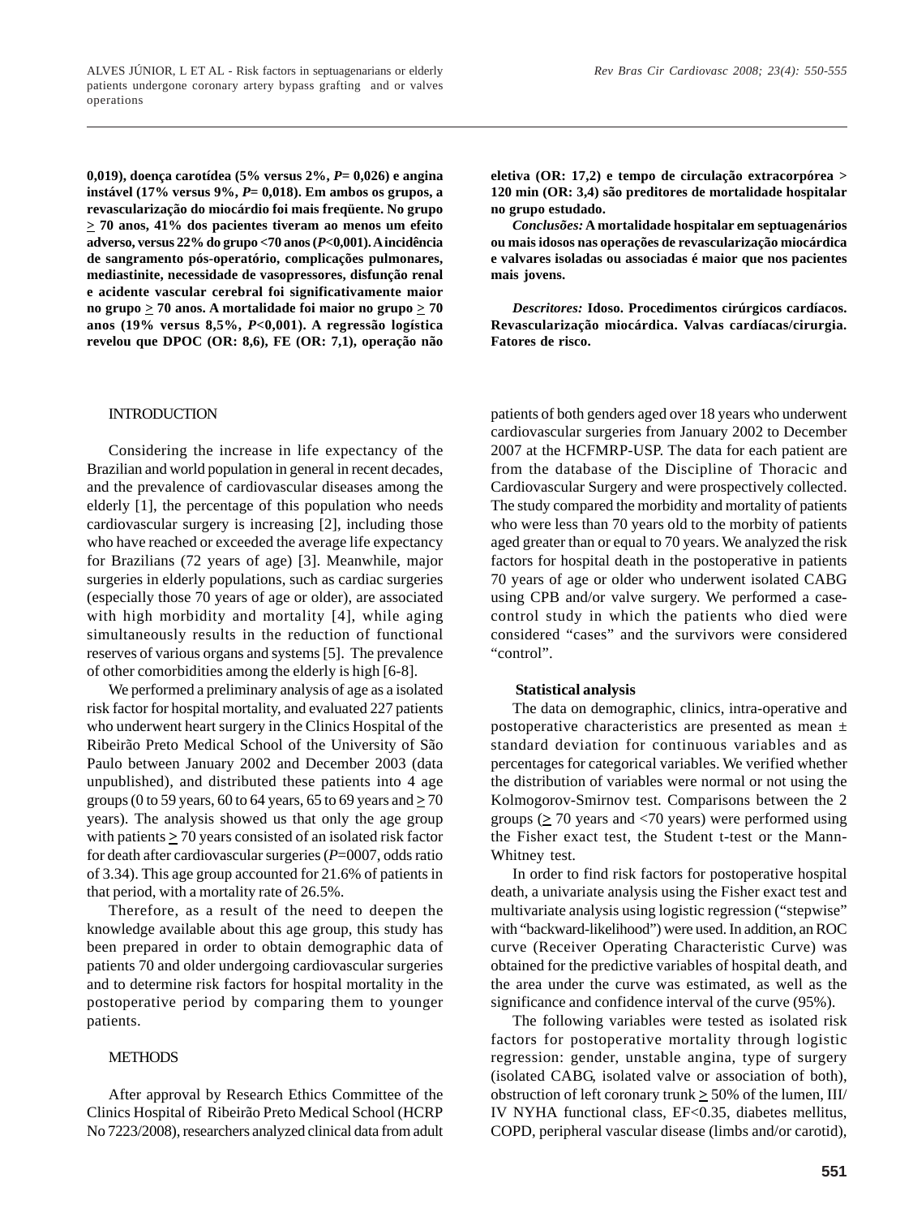0,019), doença carotídea (5% versus 2%, *P*= 0,026) e angina instável (17% versus 9%, *P*= 0,018). Em ambos os grupos, a revascularização do miocárdio foi mais freqüente. No grupo ≥ 70 anos, 41% dos pacientes tiveram ao menos um efeito adverso, versus 22% do grupo <70 anos (*P*<0,001). A incidência de sangramento pós-operatório, complicações pulmonares, mediastinite, necessidade de vasopressores, disfunção renal e acidente vascular cerebral foi significativamente maior no grupo ≥ 70 anos. A mortalidade foi maior no grupo ≥ 70 anos (19% versus 8,5%, *P*<0,001). A regressão logística revelou que DPOC (OR: 8,6), FE (OR: 7,1), operação não eletiva (OR: 17,2) e tempo de circulação extracorpórea > 120 min (OR: 3,4) são preditores de mortalidade hospitalar no grupo estudado.

***Conclusões:*** **A mortalidade hospitalar em septuagenários ou mais idosos nas operações de revascularização miocárdica e valvares isoladas ou associadas é maior que nos pacientes mais jovens.**

***Descritores:*** **Idoso. Procedimentos cirúrgicos cardíacos. Revascularização miocárdica. Valvas cardíacas/cirurgia. Fatores de risco.**

## INTRODUCTION

Considering the increase in life expectancy of the Brazilian and world population in general in recent decades, and the prevalence of cardiovascular diseases among the elderly [1], the percentage of this population who needs cardiovascular surgery is increasing [2], including those who have reached or exceeded the average life expectancy for Brazilians (72 years of age) [3]. Meanwhile, major surgeries in elderly populations, such as cardiac surgeries (especially those 70 years of age or older), are associated with high morbidity and mortality [4], while aging simultaneously results in the reduction of functional reserves of various organs and systems [5]. The prevalence of other comorbidities among the elderly is high [6-8].

We performed a preliminary analysis of age as a isolated risk factor for hospital mortality, and evaluated 227 patients who underwent heart surgery in the Clinics Hospital of the Ribeirão Preto Medical School of the University of São Paulo between January 2002 and December 2003 (data unpublished), and distributed these patients into 4 age groups (0 to 59 years, 60 to 64 years, 65 to 69 years and ≥ 70 years). The analysis showed us that only the age group with patients ≥ 70 years consisted of an isolated risk factor for death after cardiovascular surgeries (*P*=0007, odds ratio of 3.34). This age group accounted for 21.6% of patients in that period, with a mortality rate of 26.5%.

Therefore, as a result of the need to deepen the knowledge available about this age group, this study has been prepared in order to obtain demographic data of patients 70 and older undergoing cardiovascular surgeries and to determine risk factors for hospital mortality in the postoperative period by comparing them to younger patients.

## METHODS

After approval by Research Ethics Committee of the Clinics Hospital of Ribeirão Preto Medical School (HCRP No 7223/2008), researchers analyzed clinical data from adult patients of both genders aged over 18 years who underwent cardiovascular surgeries from January 2002 to December 2007 at the HCFMRP-USP. The data for each patient are from the database of the Discipline of Thoracic and Cardiovascular Surgery and were prospectively collected. The study compared the morbidity and mortality of patients who were less than 70 years old to the morbity of patients aged greater than or equal to 70 years. We analyzed the risk factors for hospital death in the postoperative in patients 70 years of age or older who underwent isolated CABG using CPB and/or valve surgery. We performed a case-control study in which the patients who died were considered "cases" and the survivors were considered "control".

### Statistical analysis

The data on demographic, clinics, intra-operative and postoperative characteristics are presented as mean ± standard deviation for continuous variables and as percentages for categorical variables. We verified whether the distribution of variables were normal or not using the Kolmogorov-Smirnov test. Comparisons between the 2 groups (≥ 70 years and <70 years) were performed using the Fisher exact test, the Student t-test or the Mann-Whitney test.

In order to find risk factors for postoperative hospital death, a univariate analysis using the Fisher exact test and multivariate analysis using logistic regression ("stepwise" with "backward-likelihood") were used. In addition, an ROC curve (Receiver Operating Characteristic Curve) was obtained for the predictive variables of hospital death, and the area under the curve was estimated, as well as the significance and confidence interval of the curve (95%).

The following variables were tested as isolated risk factors for postoperative mortality through logistic regression: gender, unstable angina, type of surgery (isolated CABG, isolated valve or association of both), obstruction of left coronary trunk ≥ 50% of the lumen, III/IV NYHA functional class, EF<0.35, diabetes mellitus, COPD, peripheral vascular disease (limbs and/or carotid),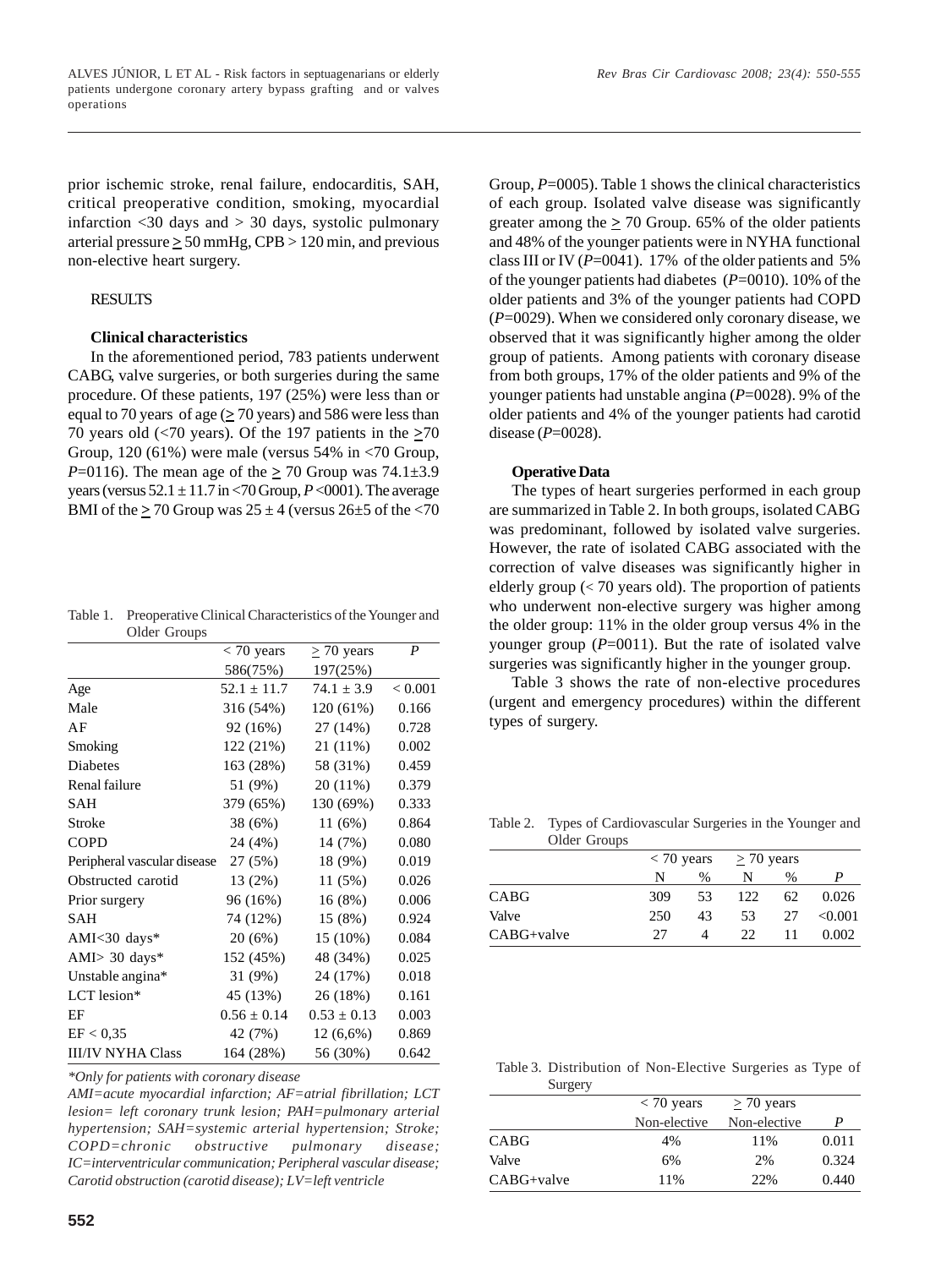prior ischemic stroke, renal failure, endocarditis, SAH, critical preoperative condition, smoking, myocardial infarction <30 days and > 30 days, systolic pulmonary arterial pressure > 50 mmHg, CPB > 120 min, and previous non-elective heart surgery.

## RESULTS

### Clinical characteristics

In the aforementioned period, 783 patients underwent CABG, valve surgeries, or both surgeries during the same procedure. Of these patients, 197 (25%) were less than or equal to 70 years of age (> 70 years) and 586 were less than 70 years old (<70 years). Of the 197 patients in the >70 Group, 120 (61%) were male (versus 54% in <70 Group, *P*=0116). The mean age of the > 70 Group was 74.1±3.9 years (versus 52.1 ± 11.7 in <70 Group, *P* <0001). The average BMI of the > 70 Group was 25 ± 4 (versus 26±5 of the <70 Group, *P*=0005). Table 1 shows the clinical characteristics of each group. Isolated valve disease was significantly greater among the > 70 Group. 65% of the older patients and 48% of the younger patients were in NYHA functional class III or IV (*P*=0041). 17% of the older patients and 5% of the younger patients had diabetes (*P*=0010). 10% of the older patients and 3% of the younger patients had COPD (*P*=0029). When we considered only coronary disease, we observed that it was significantly higher among the older group of patients. Among patients with coronary disease from both groups, 17% of the older patients and 9% of the younger patients had unstable angina (*P*=0028). 9% of the older patients and 4% of the younger patients had carotid disease (*P*=0028).

Table 1. Preoperative Clinical Characteristics of the Younger and Older Groups

| | < 70 years 586(75%) | > 70 years 197(25%) | *P* |
|---|---|---|---|
| Age | 52.1 ± 11.7 | 74.1 ± 3.9 | < 0.001 |
| Male | 316 (54%) | 120 (61%) | 0.166 |
| AF | 92 (16%) | 27 (14%) | 0.728 |
| Smoking | 122 (21%) | 21 (11%) | 0.002 |
| Diabetes | 163 (28%) | 58 (31%) | 0.459 |
| Renal failure | 51 (9%) | 20 (11%) | 0.379 |
| SAH | 379 (65%) | 130 (69%) | 0.333 |
| Stroke | 38 (6%) | 11 (6%) | 0.864 |
| COPD | 24 (4%) | 14 (7%) | 0.080 |
| Peripheral vascular disease | 27 (5%) | 18 (9%) | 0.019 |
| Obstructed carotid | 13 (2%) | 11 (5%) | 0.026 |
| Prior surgery | 96 (16%) | 16 (8%) | 0.006 |
| SAH | 74 (12%) | 15 (8%) | 0.924 |
| AMI<30 days* | 20 (6%) | 15 (10%) | 0.084 |
| AMI> 30 days* | 152 (45%) | 48 (34%) | 0.025 |
| Unstable angina* | 31 (9%) | 24 (17%) | 0.018 |
| LCT lesion* | 45 (13%) | 26 (18%) | 0.161 |
| EF | 0.56 ± 0.14 | 0.53 ± 0.13 | 0.003 |
| EF < 0,35 | 42 (7%) | 12 (6,6%) | 0.869 |
| III/IV NYHA Class | 164 (28%) | 56 (30%) | 0.642 |

*\*Only for patients with coronary disease*

*AMI=acute myocardial infarction; AF=atrial fibrillation; LCT lesion= left coronary trunk lesion; PAH=pulmonary arterial hypertension; SAH=systemic arterial hypertension; Stroke; COPD=chronic obstructive pulmonary disease; IC=interventricular communication; Peripheral vascular disease; Carotid obstruction (carotid disease); LV=left ventricle*

### Operative Data

The types of heart surgeries performed in each group are summarized in Table 2. In both groups, isolated CABG was predominant, followed by isolated valve surgeries. However, the rate of isolated CABG associated with the correction of valve diseases was significantly higher in elderly group (< 70 years old). The proportion of patients who underwent non-elective surgery was higher among the older group: 11% in the older group versus 4% in the younger group (*P*=0011). But the rate of isolated valve surgeries was significantly higher in the younger group.

Table 3 shows the rate of non-elective procedures (urgent and emergency procedures) within the different types of surgery.

Table 2. Types of Cardiovascular Surgeries in the Younger and Older Groups

| | < 70 years | | > 70 years | | |
|---|---|---|---|---|---|
| | N | % | N | % | *P* |
| CABG | 309 | 53 | 122 | 62 | 0.026 |
| Valve | 250 | 43 | 53 | 27 | <0.001 |
| CABG+valve | 27 | 4 | 22 | 11 | 0.002 |

Table 3. Distribution of Non-Elective Surgeries as Type of Surgery

| | < 70 years Non-elective | > 70 years Non-elective | *P* |
|---|---|---|---|
| CABG | 4% | 11% | 0.011 |
| Valve | 6% | 2% | 0.324 |
| CABG+valve | 11% | 22% | 0.440 |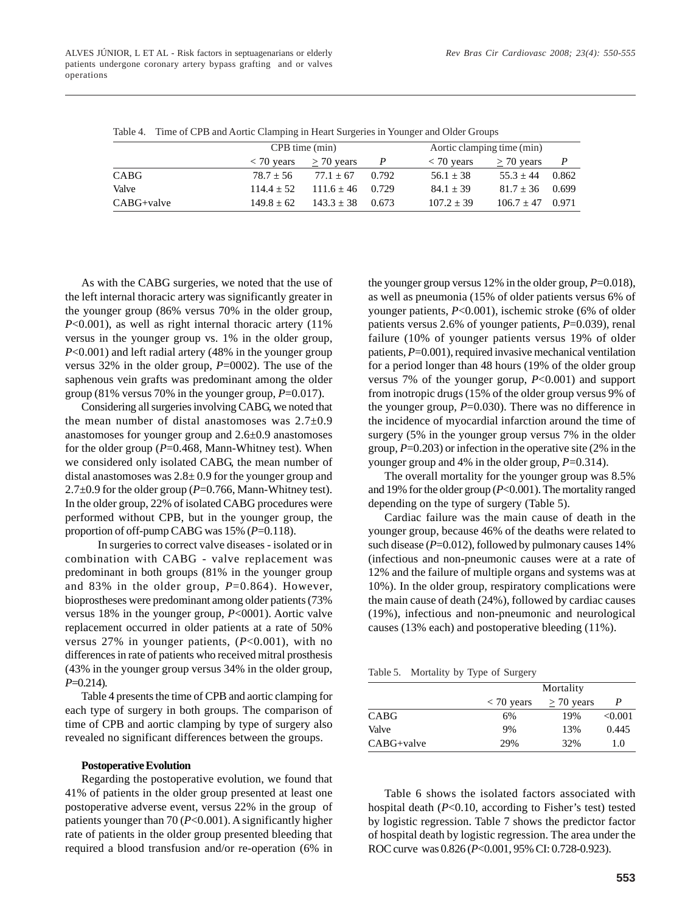Table 4. Time of CPB and Aortic Clamping in Heart Surgeries in Younger and Older Groups

| | CPB time (min) | | | Aortic clamping time (min) | | |
|---|---|---|---|---|---|---|
| | < 70 years | ≥ 70 years | *P* | < 70 years | ≥ 70 years | *P* |
| CABG | 78.7 ± 56 | 77.1 ± 67 | 0.792 | 56.1 ± 38 | 55.3 ± 44 | 0.862 |
| Valve | 114.4 ± 52 | 111.6 ± 46 | 0.729 | 84.1 ± 39 | 81.7 ± 36 | 0.699 |
| CABG+valve | 149.8 ± 62 | 143.3 ± 38 | 0.673 | 107.2 ± 39 | 106.7 ± 47 | 0.971 |

As with the CABG surgeries, we noted that the use of the left internal thoracic artery was significantly greater in the younger group (86% versus 70% in the older group, *P*<0.001), as well as right internal thoracic artery (11% versus in the younger group vs. 1% in the older group, *P*<0.001) and left radial artery (48% in the younger group versus 32% in the older group, *P*=0002). The use of the saphenous vein grafts was predominant among the older group (81% versus 70% in the younger group, *P*=0.017).

Considering all surgeries involving CABG, we noted that the mean number of distal anastomoses was 2.7±0.9 anastomoses for younger group and 2.6±0.9 anastomoses for the older group (*P*=0.468, Mann-Whitney test). When we considered only isolated CABG, the mean number of distal anastomoses was 2.8± 0.9 for the younger group and 2.7±0.9 for the older group (*P*=0.766, Mann-Whitney test). In the older group, 22% of isolated CABG procedures were performed without CPB, but in the younger group, the proportion of off-pump CABG was 15% (*P*=0.118).

In surgeries to correct valve diseases - isolated or in combination with CABG - valve replacement was predominant in both groups (81% in the younger group and 83% in the older group, *P*=0.864). However, bioprostheses were predominant among older patients (73% versus 18% in the younger group, *P*<0001). Aortic valve replacement occurred in older patients at a rate of 50% versus 27% in younger patients, (*P*<0.001), with no differences in rate of patients who received mitral prosthesis (43% in the younger group versus 34% in the older group, *P*=0.214).

Table 4 presents the time of CPB and aortic clamping for each type of surgery in both groups. The comparison of time of CPB and aortic clamping by type of surgery also revealed no significant differences between the groups.

**Postoperative Evolution**

Regarding the postoperative evolution, we found that 41% of patients in the older group presented at least one postoperative adverse event, versus 22% in the group of patients younger than 70 (*P*<0.001). A significantly higher rate of patients in the older group presented bleeding that required a blood transfusion and/or re-operation (6% in the younger group versus 12% in the older group, *P*=0.018), as well as pneumonia (15% of older patients versus 6% of younger patients, *P*<0.001), ischemic stroke (6% of older patients versus 2.6% of younger patients, *P*=0.039), renal failure (10% of younger patients versus 19% of older patients, *P*=0.001), required invasive mechanical ventilation for a period longer than 48 hours (19% of the older group versus 7% of the younger gorup, *P*<0.001) and support from inotropic drugs (15% of the older group versus 9% of the younger group, *P*=0.030). There was no difference in the incidence of myocardial infarction around the time of surgery (5% in the younger group versus 7% in the older group, *P*=0.203) or infection in the operative site (2% in the younger group and 4% in the older group, *P*=0.314).

The overall mortality for the younger group was 8.5% and 19% for the older group (*P*<0.001). The mortality ranged depending on the type of surgery (Table 5).

Cardiac failure was the main cause of death in the younger group, because 46% of the deaths were related to such disease (*P*=0.012), followed by pulmonary causes 14% (infectious and non-pneumonic causes were at a rate of 12% and the failure of multiple organs and systems was at 10%). In the older group, respiratory complications were the main cause of death (24%), followed by cardiac causes (19%), infectious and non-pneumonic and neurological causes (13% each) and postoperative bleeding (11%).

Table 5. Mortality by Type of Surgery

| | Mortality | | |
|---|---|---|---|
| | < 70 years | ≥ 70 years | *P* |
| CABG | 6% | 19% | <0.001 |
| Valve | 9% | 13% | 0.445 |
| CABG+valve | 29% | 32% | 1.0 |

Table 6 shows the isolated factors associated with hospital death (*P*<0.10, according to Fisher's test) tested by logistic regression. Table 7 shows the predictor factor of hospital death by logistic regression. The area under the ROC curve was 0.826 (*P*<0.001, 95% CI: 0.728-0.923).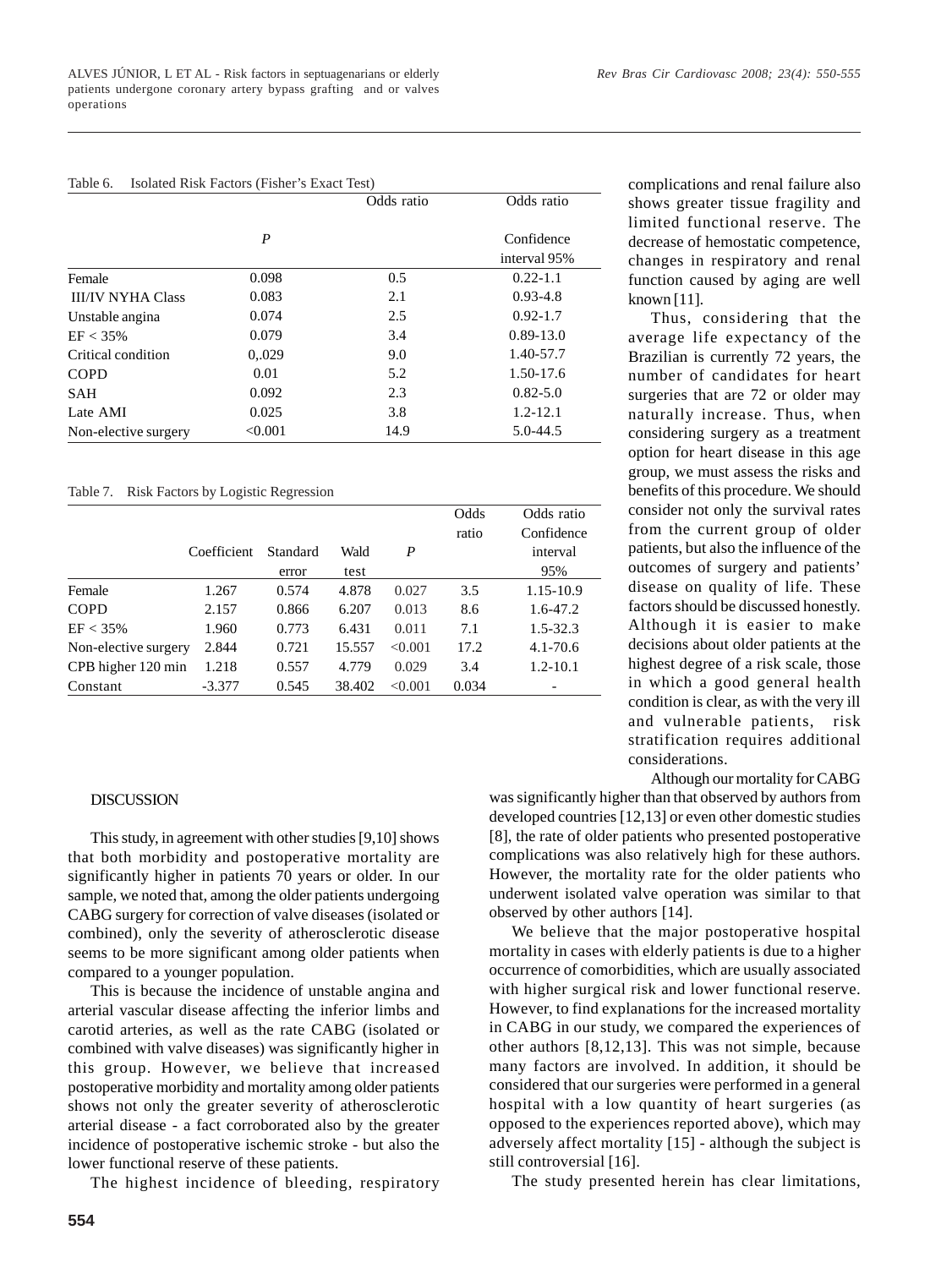Table 6. Isolated Risk Factors (Fisher's Exact Test)

| | *P* | Odds ratio | Odds ratio Confidence interval 95% |
|---|---|---|---|
| Female | 0.098 | 0.5 | 0.22-1.1 |
| III/IV NYHA Class | 0.083 | 2.1 | 0.93-4.8 |
| Unstable angina | 0.074 | 2.5 | 0.92-1.7 |
| EF < 35% | 0.079 | 3.4 | 0.89-13.0 |
| Critical condition | 0,.029 | 9.0 | 1.40-57.7 |
| COPD | 0.01 | 5.2 | 1.50-17.6 |
| SAH | 0.092 | 2.3 | 0.82-5.0 |
| Late AMI | 0.025 | 3.8 | 1.2-12.1 |
| Non-elective surgery | <0.001 | 14.9 | 5.0-44.5 |

Table 7. Risk Factors by Logistic Regression

| | Coefficient | Standard error | Wald test | *P* | Odds ratio | Odds ratio Confidence interval 95% |
|---|---|---|---|---|---|---|
| Female | 1.267 | 0.574 | 4.878 | 0.027 | 3.5 | 1.15-10.9 |
| COPD | 2.157 | 0.866 | 6.207 | 0.013 | 8.6 | 1.6-47.2 |
| EF < 35% | 1.960 | 0.773 | 6.431 | 0.011 | 7.1 | 1.5-32.3 |
| Non-elective surgery | 2.844 | 0.721 | 15.557 | <0.001 | 17.2 | 4.1-70.6 |
| CPB higher 120 min | 1.218 | 0.557 | 4.779 | 0.029 | 3.4 | 1.2-10.1 |
| Constant | -3.377 | 0.545 | 38.402 | <0.001 | 0.034 | - |

## DISCUSSION

This study, in agreement with other studies [9,10] shows that both morbidity and postoperative mortality are significantly higher in patients 70 years or older. In our sample, we noted that, among the older patients undergoing CABG surgery for correction of valve diseases (isolated or combined), only the severity of atherosclerotic disease seems to be more significant among older patients when compared to a younger population.

This is because the incidence of unstable angina and arterial vascular disease affecting the inferior limbs and carotid arteries, as well as the rate CABG (isolated or combined with valve diseases) was significantly higher in this group. However, we believe that increased postoperative morbidity and mortality among older patients shows not only the greater severity of atherosclerotic arterial disease - a fact corroborated also by the greater incidence of postoperative ischemic stroke - but also the lower functional reserve of these patients.

The highest incidence of bleeding, respiratory complications and renal failure also shows greater tissue fragility and limited functional reserve. The decrease of hemostatic competence, changes in respiratory and renal function caused by aging are well known [11].

Thus, considering that the average life expectancy of the Brazilian is currently 72 years, the number of candidates for heart surgeries that are 72 or older may naturally increase. Thus, when considering surgery as a treatment option for heart disease in this age group, we must assess the risks and benefits of this procedure. We should consider not only the survival rates from the current group of older patients, but also the influence of the outcomes of surgery and patients' disease on quality of life. These factors should be discussed honestly. Although it is easier to make decisions about older patients at the highest degree of a risk scale, those in which a good general health condition is clear, as with the very ill and vulnerable patients, risk stratification requires additional considerations.

Although our mortality for CABG was significantly higher than that observed by authors from developed countries [12,13] or even other domestic studies [8], the rate of older patients who presented postoperative complications was also relatively high for these authors. However, the mortality rate for the older patients who underwent isolated valve operation was similar to that observed by other authors [14].

We believe that the major postoperative hospital mortality in cases with elderly patients is due to a higher occurrence of comorbidities, which are usually associated with higher surgical risk and lower functional reserve. However, to find explanations for the increased mortality in CABG in our study, we compared the experiences of other authors [8,12,13]. This was not simple, because many factors are involved. In addition, it should be considered that our surgeries were performed in a general hospital with a low quantity of heart surgeries (as opposed to the experiences reported above), which may adversely affect mortality [15] - although the subject is still controversial [16].

The study presented herein has clear limitations,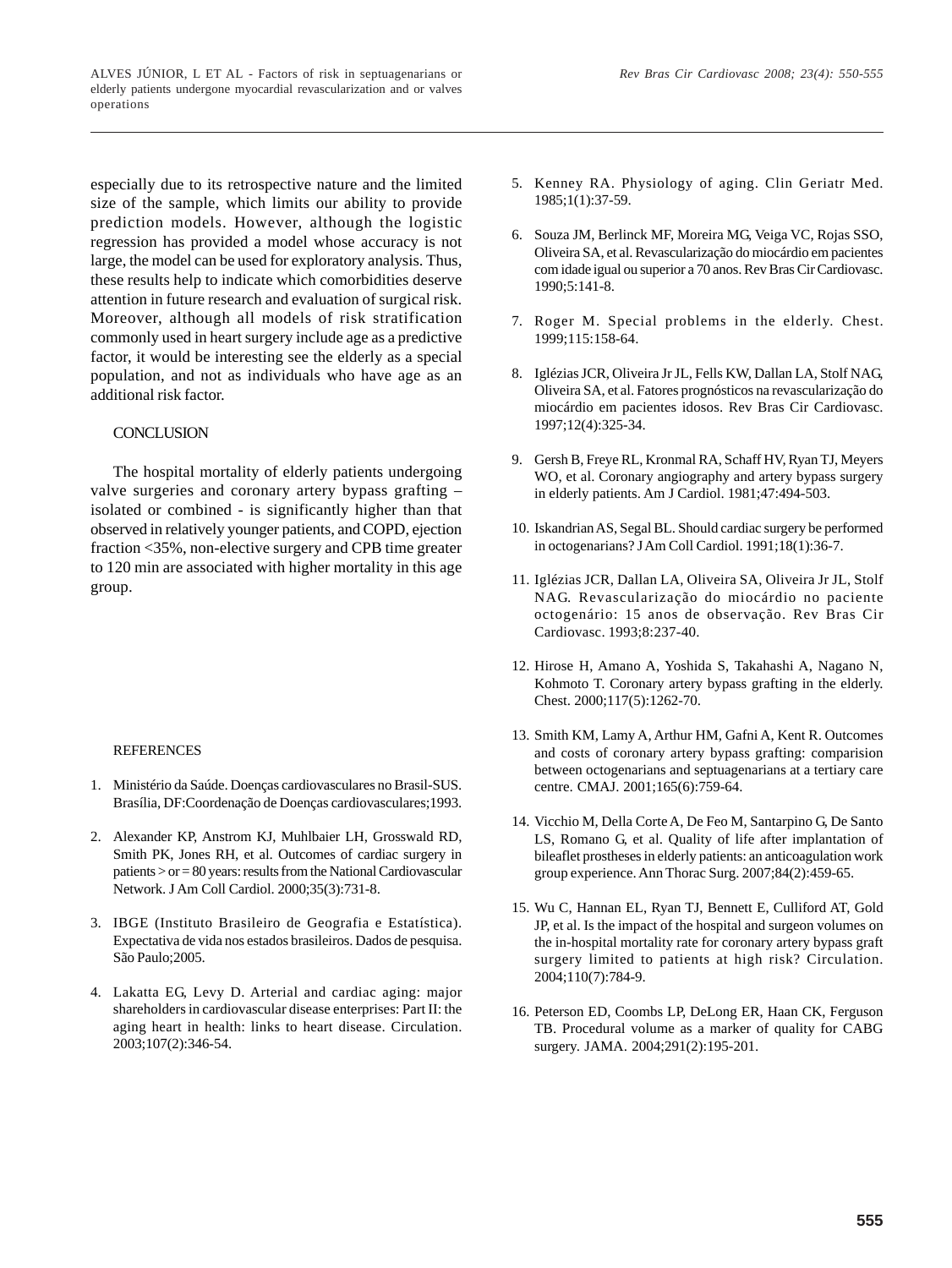especially due to its retrospective nature and the limited size of the sample, which limits our ability to provide prediction models. However, although the logistic regression has provided a model whose accuracy is not large, the model can be used for exploratory analysis. Thus, these results help to indicate which comorbidities deserve attention in future research and evaluation of surgical risk. Moreover, although all models of risk stratification commonly used in heart surgery include age as a predictive factor, it would be interesting see the elderly as a special population, and not as individuals who have age as an additional risk factor.

## CONCLUSION

The hospital mortality of elderly patients undergoing valve surgeries and coronary artery bypass grafting – isolated or combined - is significantly higher than that observed in relatively younger patients, and COPD, ejection fraction <35%, non-elective surgery and CPB time greater to 120 min are associated with higher mortality in this age group.

## REFERENCES

1. Ministério da Saúde. Doenças cardiovasculares no Brasil-SUS. Brasília, DF:Coordenação de Doenças cardiovasculares;1993.

2. Alexander KP, Anstrom KJ, Muhlbaier LH, Grosswald RD, Smith PK, Jones RH, et al. Outcomes of cardiac surgery in patients > or = 80 years: results from the National Cardiovascular Network. J Am Coll Cardiol. 2000;35(3):731-8.

3. IBGE (Instituto Brasileiro de Geografia e Estatística). Expectativa de vida nos estados brasileiros. Dados de pesquisa. São Paulo;2005.

4. Lakatta EG, Levy D. Arterial and cardiac aging: major shareholders in cardiovascular disease enterprises: Part II: the aging heart in health: links to heart disease. Circulation. 2003;107(2):346-54.

5. Kenney RA. Physiology of aging. Clin Geriatr Med. 1985;1(1):37-59.

6. Souza JM, Berlinck MF, Moreira MG, Veiga VC, Rojas SSO, Oliveira SA, et al. Revascularização do miocárdio em pacientes com idade igual ou superior a 70 anos. Rev Bras Cir Cardiovasc. 1990;5:141-8.

7. Roger M. Special problems in the elderly. Chest. 1999;115:158-64.

8. Iglézias JCR, Oliveira Jr JL, Fells KW, Dallan LA, Stolf NAG, Oliveira SA, et al. Fatores prognósticos na revascularização do miocárdio em pacientes idosos. Rev Bras Cir Cardiovasc. 1997;12(4):325-34.

9. Gersh B, Freye RL, Kronmal RA, Schaff HV, Ryan TJ, Meyers WO, et al. Coronary angiography and artery bypass surgery in elderly patients. Am J Cardiol. 1981;47:494-503.

10. Iskandrian AS, Segal BL. Should cardiac surgery be performed in octogenarians? J Am Coll Cardiol. 1991;18(1):36-7.

11. Iglézias JCR, Dallan LA, Oliveira SA, Oliveira Jr JL, Stolf NAG. Revascularização do miocárdio no paciente octogenário: 15 anos de observação. Rev Bras Cir Cardiovasc. 1993;8:237-40.

12. Hirose H, Amano A, Yoshida S, Takahashi A, Nagano N, Kohmoto T. Coronary artery bypass grafting in the elderly. Chest. 2000;117(5):1262-70.

13. Smith KM, Lamy A, Arthur HM, Gafni A, Kent R. Outcomes and costs of coronary artery bypass grafting: comparision between octogenarians and septuagenarians at a tertiary care centre. CMAJ. 2001;165(6):759-64.

14. Vicchio M, Della Corte A, De Feo M, Santarpino G, De Santo LS, Romano G, et al. Quality of life after implantation of bileaflet prostheses in elderly patients: an anticoagulation work group experience. Ann Thorac Surg. 2007;84(2):459-65.

15. Wu C, Hannan EL, Ryan TJ, Bennett E, Culliford AT, Gold JP, et al. Is the impact of the hospital and surgeon volumes on the in-hospital mortality rate for coronary artery bypass graft surgery limited to patients at high risk? Circulation. 2004;110(7):784-9.

16. Peterson ED, Coombs LP, DeLong ER, Haan CK, Ferguson TB. Procedural volume as a marker of quality for CABG surgery. JAMA. 2004;291(2):195-201.